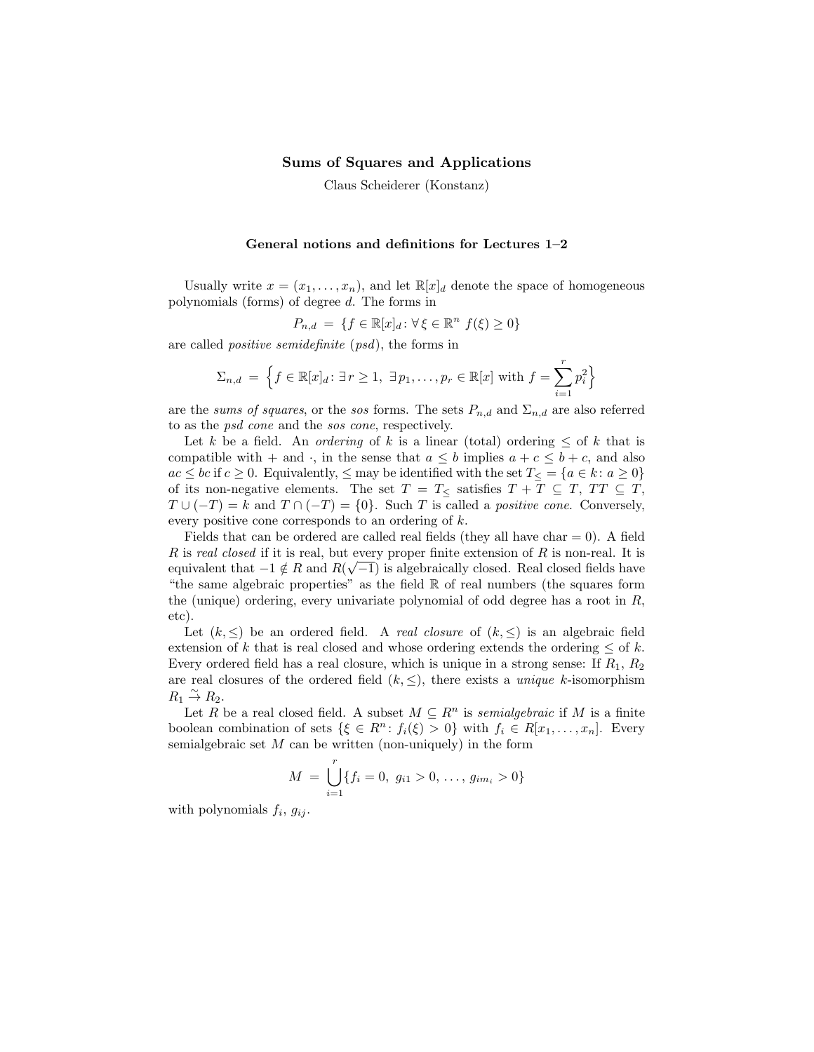# Sums of Squares and Applications

Claus Scheiderer (Konstanz)

## General notions and definitions for Lectures 1–2

Usually write $x = (x_1, \dots, x_n)$, and let $\mathbb{R}[x]_d$ denote the space of homogeneous polynomials (forms) of degree $d$. The forms in

$$P_{n,d} \;=\; \{f \in \mathbb{R}[x]_d \colon \forall\, \xi \in \mathbb{R}^n \;\, f(\xi) \ge 0\}$$

are called *positive semidefinite* (*psd*), the forms in

$$\Sigma_{n,d} \;=\; \Bigl\{f \in \mathbb{R}[x]_d \colon \exists\, r \ge 1,\; \exists\, p_1, \dots, p_r \in \mathbb{R}[x] \text{ with } f = \sum_{i=1}^{r} p_i^2\Bigr\}$$

are the *sums of squares*, or the *sos* forms. The sets $P_{n,d}$ and $\Sigma_{n,d}$ are also referred to as the *psd cone* and the *sos cone*, respectively.

Let $k$ be a field. An *ordering* of $k$ is a linear (total) ordering $\le$ of $k$ that is compatible with $+$ and $\cdot$, in the sense that $a \le b$ implies $a + c \le b + c$, and also $ac \le bc$ if $c \ge 0$. Equivalently, $\le$ may be identified with the set $T_{\le} = \{a \in k \colon a \ge 0\}$ of its non-negative elements. The set $T = T_{\le}$ satisfies $T + T \subseteq T$, $TT \subseteq T$, $T \cup (-T) = k$ and $T \cap (-T) = \{0\}$. Such $T$ is called a *positive cone*. Conversely, every positive cone corresponds to an ordering of $k$.

Fields that can be ordered are called real fields (they all have char $= 0$). A field $R$ is *real closed* if it is real, but every proper finite extension of $R$ is non-real. It is equivalent that $-1 \notin R$ and $R(\sqrt{-1})$ is algebraically closed. Real closed fields have "the same algebraic properties" as the field $\mathbb{R}$ of real numbers (the squares form the (unique) ordering, every univariate polynomial of odd degree has a root in $R$, etc).

Let $(k, \le)$ be an ordered field. A *real closure* of $(k, \le)$ is an algebraic field extension of $k$ that is real closed and whose ordering extends the ordering $\le$ of $k$. Every ordered field has a real closure, which is unique in a strong sense: If $R_1$, $R_2$ are real closures of the ordered field $(k, \le)$, there exists a *unique* $k$-isomorphism $R_1 \xrightarrow{\sim} R_2$.

Let $R$ be a real closed field. A subset $M \subseteq R^n$ is *semialgebraic* if $M$ is a finite boolean combination of sets $\{\xi \in R^n \colon f_i(\xi) > 0\}$ with $f_i \in R[x_1, \dots, x_n]$. Every semialgebraic set $M$ can be written (non-uniquely) in the form

$$M \;=\; \bigcup_{i=1}^{r} \{f_i = 0,\; g_{i1} > 0,\; \dots,\; g_{im_i} > 0\}$$

with polynomials $f_i$, $g_{ij}$.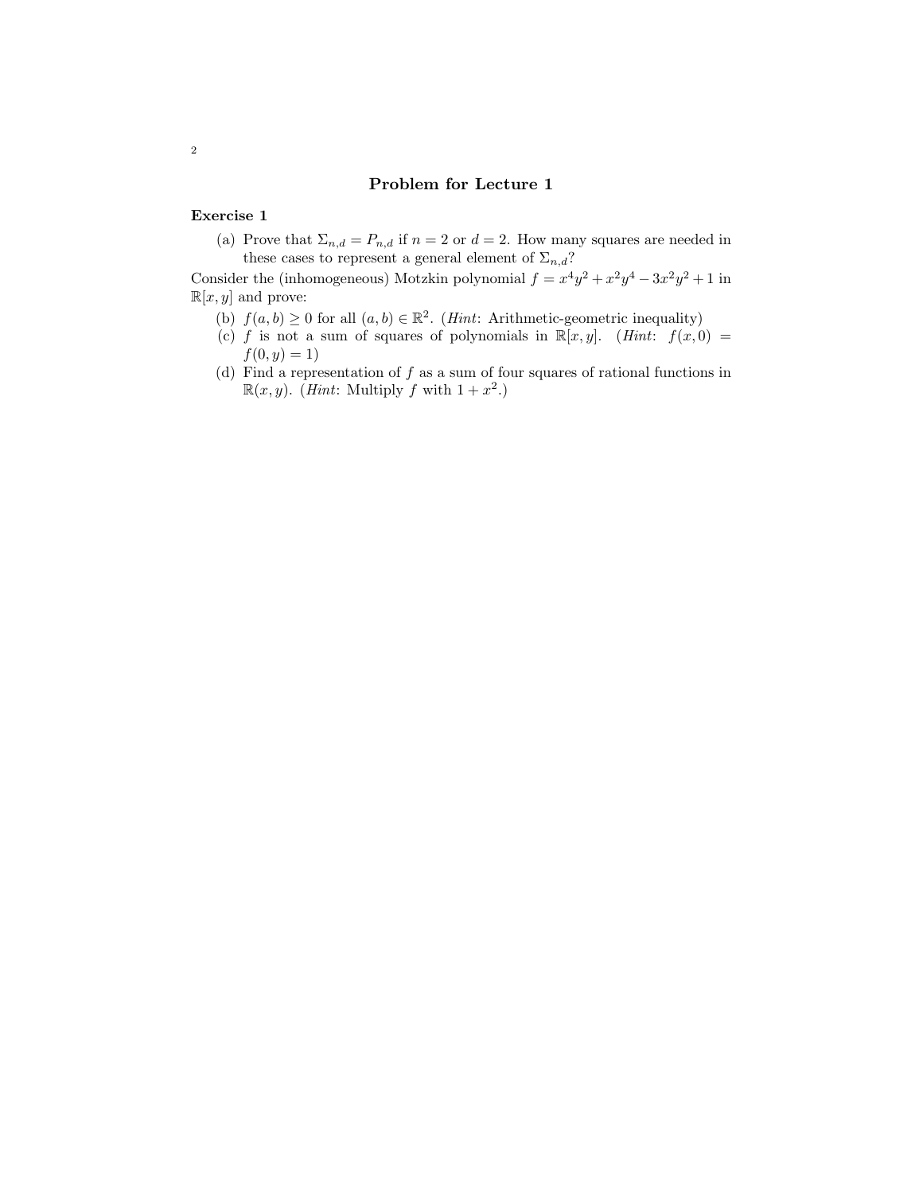## Problem for Lecture 1

**Exercise 1**

(a) Prove that $\Sigma_{n,d} = P_{n,d}$ if $n = 2$ or $d = 2$. How many squares are needed in these cases to represent a general element of $\Sigma_{n,d}$?

Consider the (inhomogeneous) Motzkin polynomial $f = x^4y^2 + x^2y^4 - 3x^2y^2 + 1$ in $\mathbb{R}[x, y]$ and prove:

(b) $f(a, b) \geq 0$ for all $(a, b) \in \mathbb{R}^2$. (*Hint*: Arithmetic-geometric inequality)

(c) $f$ is not a sum of squares of polynomials in $\mathbb{R}[x, y]$. (*Hint*: $f(x, 0) = f(0, y) = 1$)

(d) Find a representation of $f$ as a sum of four squares of rational functions in $\mathbb{R}(x, y)$. (*Hint*: Multiply $f$ with $1 + x^2$.)